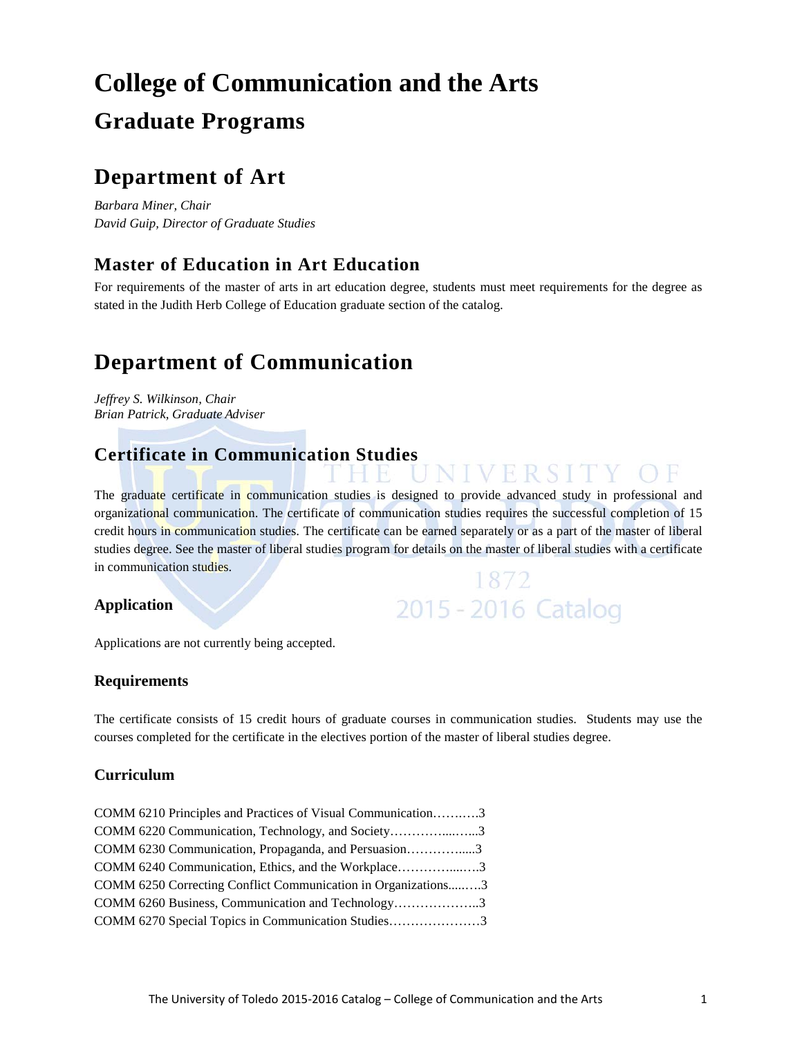# College of Communication and the Arts

## Graduate Programs

# Department of Art

*Barbara Miner, Chair*
*David Guip, Director of Graduate Studies*

## Master of Education in Art Education

For requirements of the master of arts in art education degree, students must meet requirements for the degree as stated in the Judith Herb College of Education graduate section of the catalog.

# Department of Communication

*Jeffrey S. Wilkinson, Chair*
*Brian Patrick, Graduate Adviser*

## Certificate in Communication Studies

The graduate certificate in communication studies is designed to provide advanced study in professional and organizational communication. The certificate of communication studies requires the successful completion of 15 credit hours in communication studies. The certificate can be earned separately or as a part of the master of liberal studies degree. See the master of liberal studies program for details on the master of liberal studies with a certificate in communication studies.

### Application

Applications are not currently being accepted.

### Requirements

The certificate consists of 15 credit hours of graduate courses in communication studies. Students may use the courses completed for the certificate in the electives portion of the master of liberal studies degree.

### Curriculum

COMM 6210 Principles and Practices of Visual Communication……..….3
COMM 6220 Communication, Technology, and Society…………....…..3
COMM 6230 Communication, Propaganda, and Persuasion………….....3
COMM 6240 Communication, Ethics, and the Workplace…………...….3
COMM 6250 Correcting Conflict Communication in Organizations.....….3
COMM 6260 Business, Communication and Technology………….……..3
COMM 6270 Special Topics in Communication Studies…………………3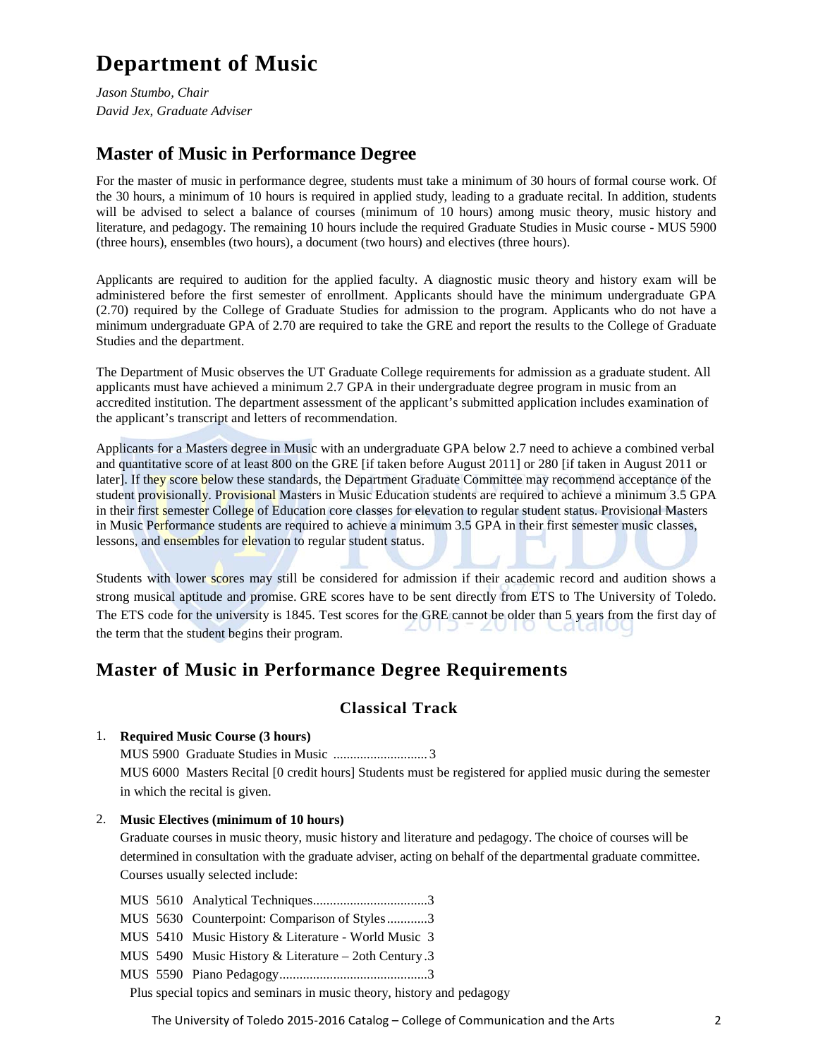# Department of Music

*Jason Stumbo, Chair*
*David Jex, Graduate Adviser*

## Master of Music in Performance Degree

For the master of music in performance degree, students must take a minimum of 30 hours of formal course work. Of the 30 hours, a minimum of 10 hours is required in applied study, leading to a graduate recital. In addition, students will be advised to select a balance of courses (minimum of 10 hours) among music theory, music history and literature, and pedagogy. The remaining 10 hours include the required Graduate Studies in Music course - MUS 5900 (three hours), ensembles (two hours), a document (two hours) and electives (three hours).

Applicants are required to audition for the applied faculty. A diagnostic music theory and history exam will be administered before the first semester of enrollment. Applicants should have the minimum undergraduate GPA (2.70) required by the College of Graduate Studies for admission to the program. Applicants who do not have a minimum undergraduate GPA of 2.70 are required to take the GRE and report the results to the College of Graduate Studies and the department.

The Department of Music observes the UT Graduate College requirements for admission as a graduate student. All applicants must have achieved a minimum 2.7 GPA in their undergraduate degree program in music from an accredited institution. The department assessment of the applicant's submitted application includes examination of the applicant's transcript and letters of recommendation.

Applicants for a Masters degree in Music with an undergraduate GPA below 2.7 need to achieve a combined verbal and quantitative score of at least 800 on the GRE [if taken before August 2011] or 280 [if taken in August 2011 or later]. If they score below these standards, the Department Graduate Committee may recommend acceptance of the student provisionally. Provisional Masters in Music Education students are required to achieve a minimum 3.5 GPA in their first semester College of Education core classes for elevation to regular student status. Provisional Masters in Music Performance students are required to achieve a minimum 3.5 GPA in their first semester music classes, lessons, and ensembles for elevation to regular student status.

Students with lower scores may still be considered for admission if their academic record and audition shows a strong musical aptitude and promise. GRE scores have to be sent directly from ETS to The University of Toledo. The ETS code for the university is 1845. Test scores for the GRE cannot be older than 5 years from the first day of the term that the student begins their program.

## Master of Music in Performance Degree Requirements

### Classical Track

1. **Required Music Course (3 hours)**
   MUS 5900 Graduate Studies in Music ............................ 3
   MUS 6000 Masters Recital [0 credit hours] Students must be registered for applied music during the semester in which the recital is given.

2. **Music Electives (minimum of 10 hours)**
   Graduate courses in music theory, music history and literature and pedagogy. The choice of courses will be determined in consultation with the graduate adviser, acting on behalf of the departmental graduate committee. Courses usually selected include:

   MUS 5610 Analytical Techniques.................................3
   MUS 5630 Counterpoint: Comparison of Styles............3
   MUS 5410 Music History & Literature - World Music 3
   MUS 5490 Music History & Literature – 2oth Century .3
   MUS 5590 Piano Pedagogy............................................3
   Plus special topics and seminars in music theory, history and pedagogy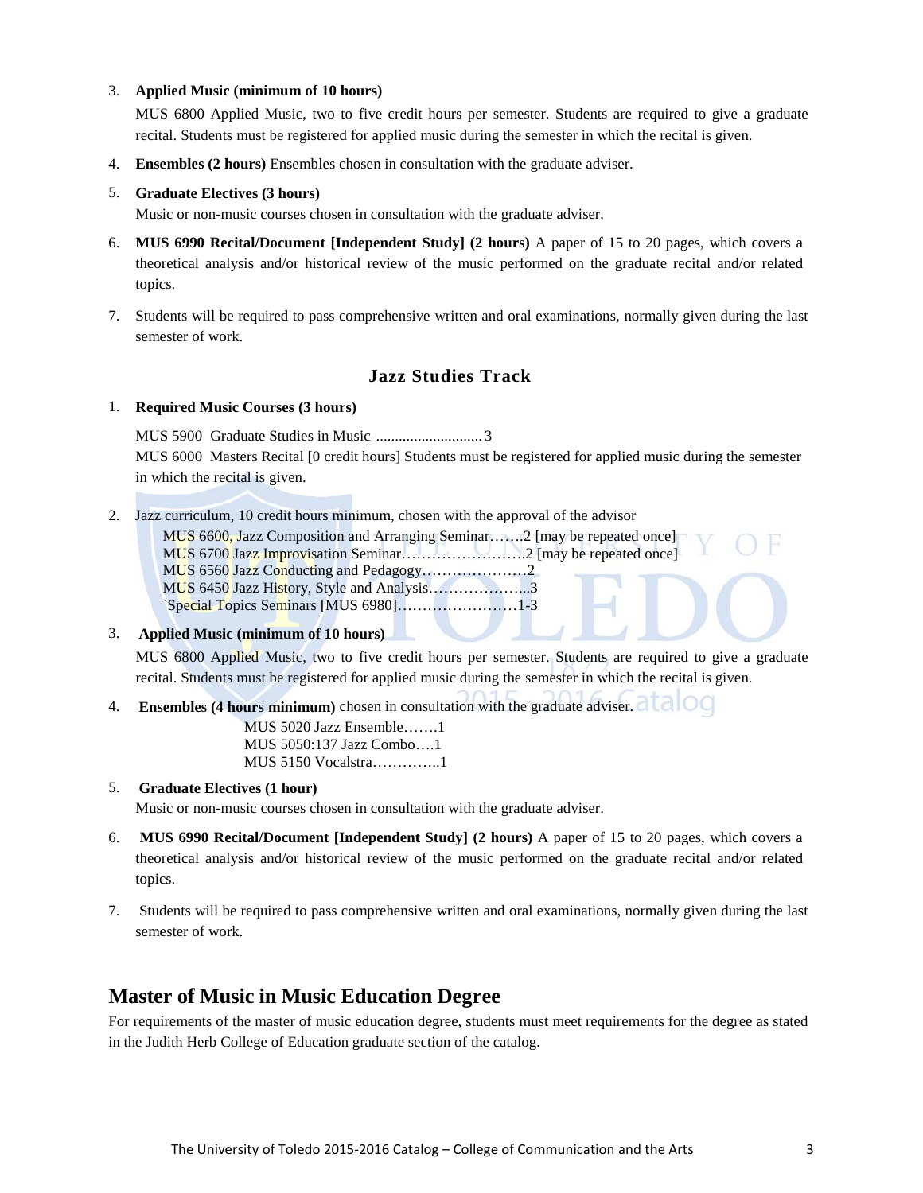3. **Applied Music (minimum of 10 hours)**

   MUS 6800 Applied Music, two to five credit hours per semester. Students are required to give a graduate recital. Students must be registered for applied music during the semester in which the recital is given.

4. **Ensembles (2 hours)** Ensembles chosen in consultation with the graduate adviser.

5. **Graduate Electives (3 hours)**

   Music or non-music courses chosen in consultation with the graduate adviser.

6. **MUS 6990 Recital/Document [Independent Study] (2 hours)** A paper of 15 to 20 pages, which covers a theoretical analysis and/or historical review of the music performed on the graduate recital and/or related topics.

7. Students will be required to pass comprehensive written and oral examinations, normally given during the last semester of work.

### Jazz Studies Track

1. **Required Music Courses (3 hours)**

   MUS 5900 Graduate Studies in Music ............................ 3

   MUS 6000 Masters Recital [0 credit hours] Students must be registered for applied music during the semester in which the recital is given.

2. Jazz curriculum, 10 credit hours minimum, chosen with the approval of the advisor

   MUS 6600, Jazz Composition and Arranging Seminar…….2 [may be repeated once]
   MUS 6700 Jazz Improvisation Seminar…………………….2 [may be repeated once]
   MUS 6560 Jazz Conducting and Pedagogy…………………2
   MUS 6450 Jazz History, Style and Analysis………………...3
   `Special Topics Seminars [MUS 6980]……………………1-3

3. **Applied Music (minimum of 10 hours)**

   MUS 6800 Applied Music, two to five credit hours per semester. Students are required to give a graduate recital. Students must be registered for applied music during the semester in which the recital is given.

4. **Ensembles (4 hours minimum)** chosen in consultation with the graduate adviser.

   MUS 5020 Jazz Ensemble…….1
   MUS 5050:137 Jazz Combo….1
   MUS 5150 Vocalstra…………..1

5. **Graduate Electives (1 hour)**

   Music or non-music courses chosen in consultation with the graduate adviser.

6. **MUS 6990 Recital/Document [Independent Study] (2 hours)** A paper of 15 to 20 pages, which covers a theoretical analysis and/or historical review of the music performed on the graduate recital and/or related topics.

7. Students will be required to pass comprehensive written and oral examinations, normally given during the last semester of work.

## Master of Music in Music Education Degree

For requirements of the master of music education degree, students must meet requirements for the degree as stated in the Judith Herb College of Education graduate section of the catalog.